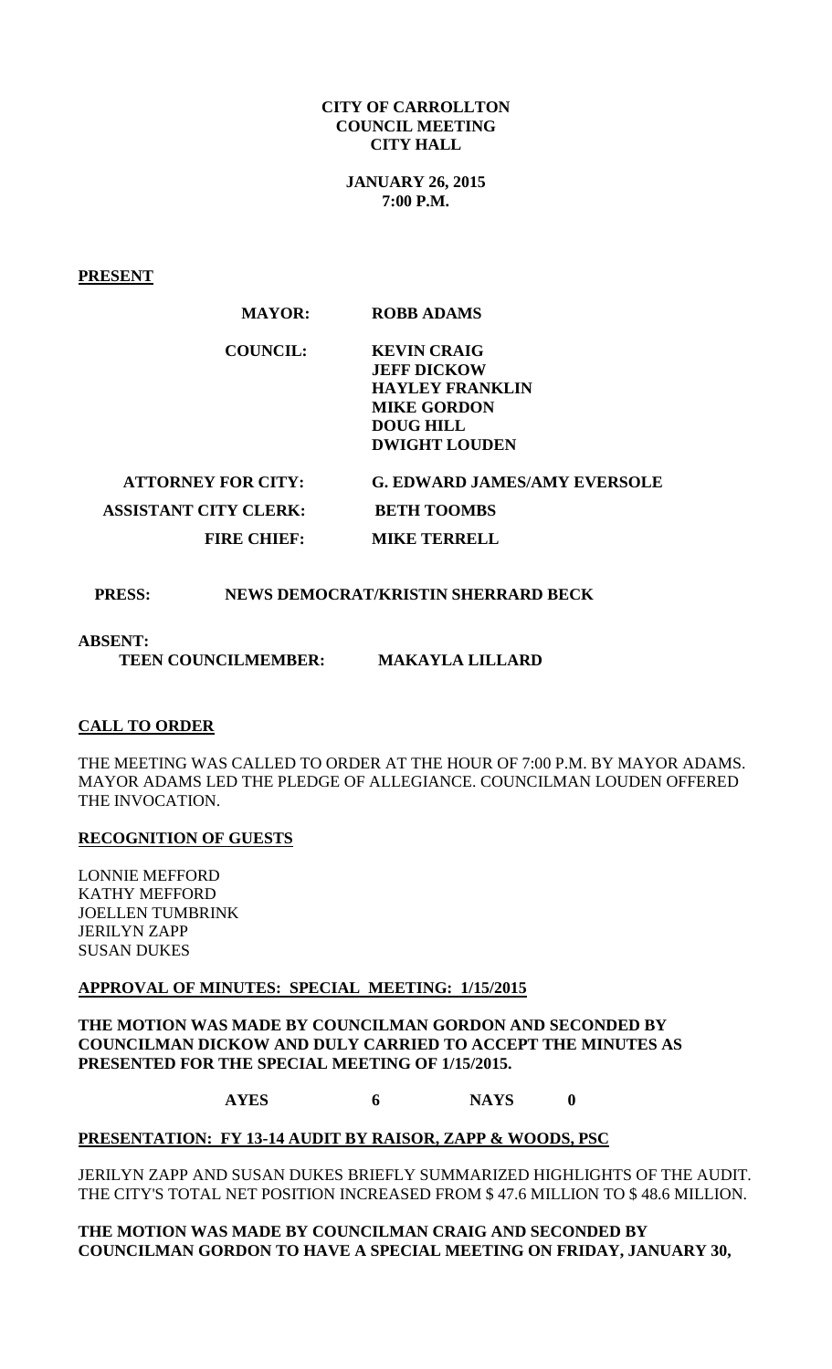**CITY OF CARROLLTON**
**COUNCIL MEETING**
**CITY HALL**

**JANUARY 26, 2015**
**7:00 P.M.**

**PRESENT**

| | |
|---|---|
| **MAYOR:** | **ROBB ADAMS** |
| **COUNCIL:** | **KEVIN CRAIG** |
| | **JEFF DICKOW** |
| | **HAYLEY FRANKLIN** |
| | **MIKE GORDON** |
| | **DOUG HILL** |
| | **DWIGHT LOUDEN** |
| **ATTORNEY FOR CITY:** | **G. EDWARD JAMES/AMY EVERSOLE** |
| **ASSISTANT CITY CLERK:** | **BETH TOOMBS** |
| **FIRE CHIEF:** | **MIKE TERRELL** |

**PRESS: NEWS DEMOCRAT/KRISTIN SHERRARD BECK**

**ABSENT:**
**TEEN COUNCILMEMBER: MAKAYLA LILLARD**

**CALL TO ORDER**

THE MEETING WAS CALLED TO ORDER AT THE HOUR OF 7:00 P.M. BY MAYOR ADAMS. MAYOR ADAMS LED THE PLEDGE OF ALLEGIANCE. COUNCILMAN LOUDEN OFFERED THE INVOCATION.

**RECOGNITION OF GUESTS**

LONNIE MEFFORD
KATHY MEFFORD
JOELLEN TUMBRINK
JERILYN ZAPP
SUSAN DUKES

**APPROVAL OF MINUTES: SPECIAL MEETING: 1/15/2015**

**THE MOTION WAS MADE BY COUNCILMAN GORDON AND SECONDED BY COUNCILMAN DICKOW AND DULY CARRIED TO ACCEPT THE MINUTES AS PRESENTED FOR THE SPECIAL MEETING OF 1/15/2015.**

**AYES 6 NAYS 0**

**PRESENTATION: FY 13-14 AUDIT BY RAISOR, ZAPP & WOODS, PSC**

JERILYN ZAPP AND SUSAN DUKES BRIEFLY SUMMARIZED HIGHLIGHTS OF THE AUDIT. THE CITY'S TOTAL NET POSITION INCREASED FROM $ 47.6 MILLION TO $ 48.6 MILLION.

**THE MOTION WAS MADE BY COUNCILMAN CRAIG AND SECONDED BY COUNCILMAN GORDON TO HAVE A SPECIAL MEETING ON FRIDAY, JANUARY 30,**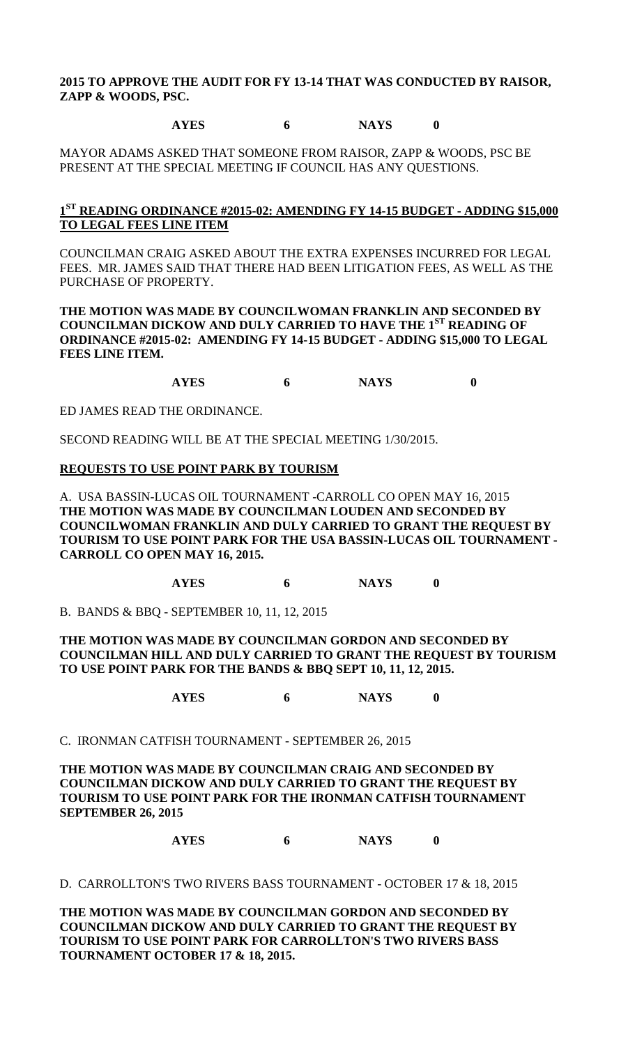**2015 TO APPROVE THE AUDIT FOR FY 13-14 THAT WAS CONDUCTED BY RAISOR, ZAPP & WOODS, PSC.**

**AYES 6 NAYS 0**

MAYOR ADAMS ASKED THAT SOMEONE FROM RAISOR, ZAPP & WOODS, PSC BE PRESENT AT THE SPECIAL MEETING IF COUNCIL HAS ANY QUESTIONS.

**1ST READING ORDINANCE #2015-02: AMENDING FY 14-15 BUDGET - ADDING $15,000 TO LEGAL FEES LINE ITEM**

COUNCILMAN CRAIG ASKED ABOUT THE EXTRA EXPENSES INCURRED FOR LEGAL FEES. MR. JAMES SAID THAT THERE HAD BEEN LITIGATION FEES, AS WELL AS THE PURCHASE OF PROPERTY.

**THE MOTION WAS MADE BY COUNCILWOMAN FRANKLIN AND SECONDED BY COUNCILMAN DICKOW AND DULY CARRIED TO HAVE THE 1ST READING OF ORDINANCE #2015-02: AMENDING FY 14-15 BUDGET - ADDING $15,000 TO LEGAL FEES LINE ITEM.**

**AYES 6 NAYS 0**

ED JAMES READ THE ORDINANCE.

SECOND READING WILL BE AT THE SPECIAL MEETING 1/30/2015.

**REQUESTS TO USE POINT PARK BY TOURISM**

A. USA BASSIN-LUCAS OIL TOURNAMENT -CARROLL CO OPEN MAY 16, 2015

**THE MOTION WAS MADE BY COUNCILMAN LOUDEN AND SECONDED BY COUNCILWOMAN FRANKLIN AND DULY CARRIED TO GRANT THE REQUEST BY TOURISM TO USE POINT PARK FOR THE USA BASSIN-LUCAS OIL TOURNAMENT - CARROLL CO OPEN MAY 16, 2015.**

**AYES 6 NAYS 0**

B. BANDS & BBQ - SEPTEMBER 10, 11, 12, 2015

**THE MOTION WAS MADE BY COUNCILMAN GORDON AND SECONDED BY COUNCILMAN HILL AND DULY CARRIED TO GRANT THE REQUEST BY TOURISM TO USE POINT PARK FOR THE BANDS & BBQ SEPT 10, 11, 12, 2015.**

**AYES 6 NAYS 0**

C. IRONMAN CATFISH TOURNAMENT - SEPTEMBER 26, 2015

**THE MOTION WAS MADE BY COUNCILMAN CRAIG AND SECONDED BY COUNCILMAN DICKOW AND DULY CARRIED TO GRANT THE REQUEST BY TOURISM TO USE POINT PARK FOR THE IRONMAN CATFISH TOURNAMENT SEPTEMBER 26, 2015**

**AYES 6 NAYS 0**

D. CARROLLTON'S TWO RIVERS BASS TOURNAMENT - OCTOBER 17 & 18, 2015

**THE MOTION WAS MADE BY COUNCILMAN GORDON AND SECONDED BY COUNCILMAN DICKOW AND DULY CARRIED TO GRANT THE REQUEST BY TOURISM TO USE POINT PARK FOR CARROLLTON'S TWO RIVERS BASS TOURNAMENT OCTOBER 17 & 18, 2015.**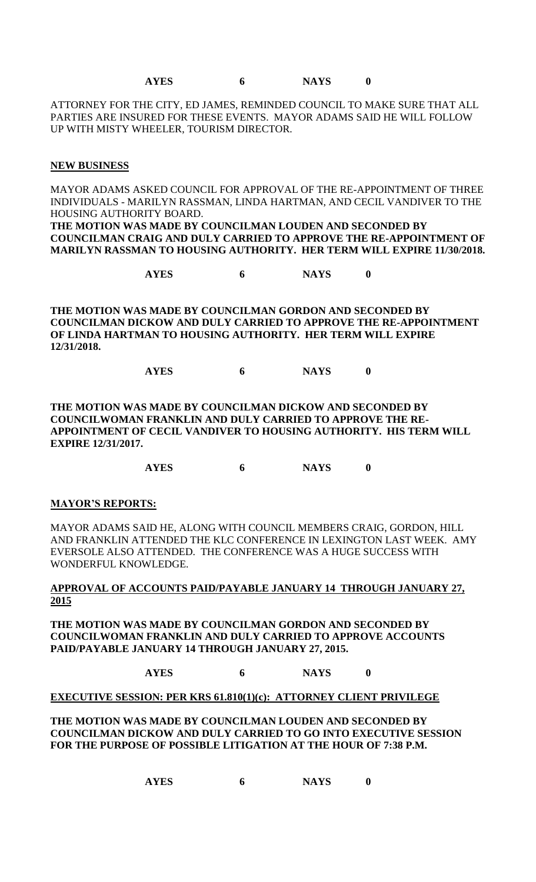**AYES 6 NAYS 0**

ATTORNEY FOR THE CITY, ED JAMES, REMINDED COUNCIL TO MAKE SURE THAT ALL PARTIES ARE INSURED FOR THESE EVENTS. MAYOR ADAMS SAID HE WILL FOLLOW UP WITH MISTY WHEELER, TOURISM DIRECTOR.

**NEW BUSINESS**

MAYOR ADAMS ASKED COUNCIL FOR APPROVAL OF THE RE-APPOINTMENT OF THREE INDIVIDUALS - MARILYN RASSMAN, LINDA HARTMAN, AND CECIL VANDIVER TO THE HOUSING AUTHORITY BOARD.

**THE MOTION WAS MADE BY COUNCILMAN LOUDEN AND SECONDED BY COUNCILMAN CRAIG AND DULY CARRIED TO APPROVE THE RE-APPOINTMENT OF MARILYN RASSMAN TO HOUSING AUTHORITY. HER TERM WILL EXPIRE 11/30/2018.**

**AYES 6 NAYS 0**

**THE MOTION WAS MADE BY COUNCILMAN GORDON AND SECONDED BY COUNCILMAN DICKOW AND DULY CARRIED TO APPROVE THE RE-APPOINTMENT OF LINDA HARTMAN TO HOUSING AUTHORITY. HER TERM WILL EXPIRE 12/31/2018.**

**AYES 6 NAYS 0**

**THE MOTION WAS MADE BY COUNCILMAN DICKOW AND SECONDED BY COUNCILWOMAN FRANKLIN AND DULY CARRIED TO APPROVE THE RE-APPOINTMENT OF CECIL VANDIVER TO HOUSING AUTHORITY. HIS TERM WILL EXPIRE 12/31/2017.**

**AYES 6 NAYS 0**

**MAYOR'S REPORTS:**

MAYOR ADAMS SAID HE, ALONG WITH COUNCIL MEMBERS CRAIG, GORDON, HILL AND FRANKLIN ATTENDED THE KLC CONFERENCE IN LEXINGTON LAST WEEK. AMY EVERSOLE ALSO ATTENDED. THE CONFERENCE WAS A HUGE SUCCESS WITH WONDERFUL KNOWLEDGE.

**APPROVAL OF ACCOUNTS PAID/PAYABLE JANUARY 14 THROUGH JANUARY 27, 2015**

**THE MOTION WAS MADE BY COUNCILMAN GORDON AND SECONDED BY COUNCILWOMAN FRANKLIN AND DULY CARRIED TO APPROVE ACCOUNTS PAID/PAYABLE JANUARY 14 THROUGH JANUARY 27, 2015.**

**AYES 6 NAYS 0**

**EXECUTIVE SESSION: PER KRS 61.810(1)(c): ATTORNEY CLIENT PRIVILEGE**

**THE MOTION WAS MADE BY COUNCILMAN LOUDEN AND SECONDED BY COUNCILMAN DICKOW AND DULY CARRIED TO GO INTO EXECUTIVE SESSION FOR THE PURPOSE OF POSSIBLE LITIGATION AT THE HOUR OF 7:38 P.M.**

**AYES 6 NAYS 0**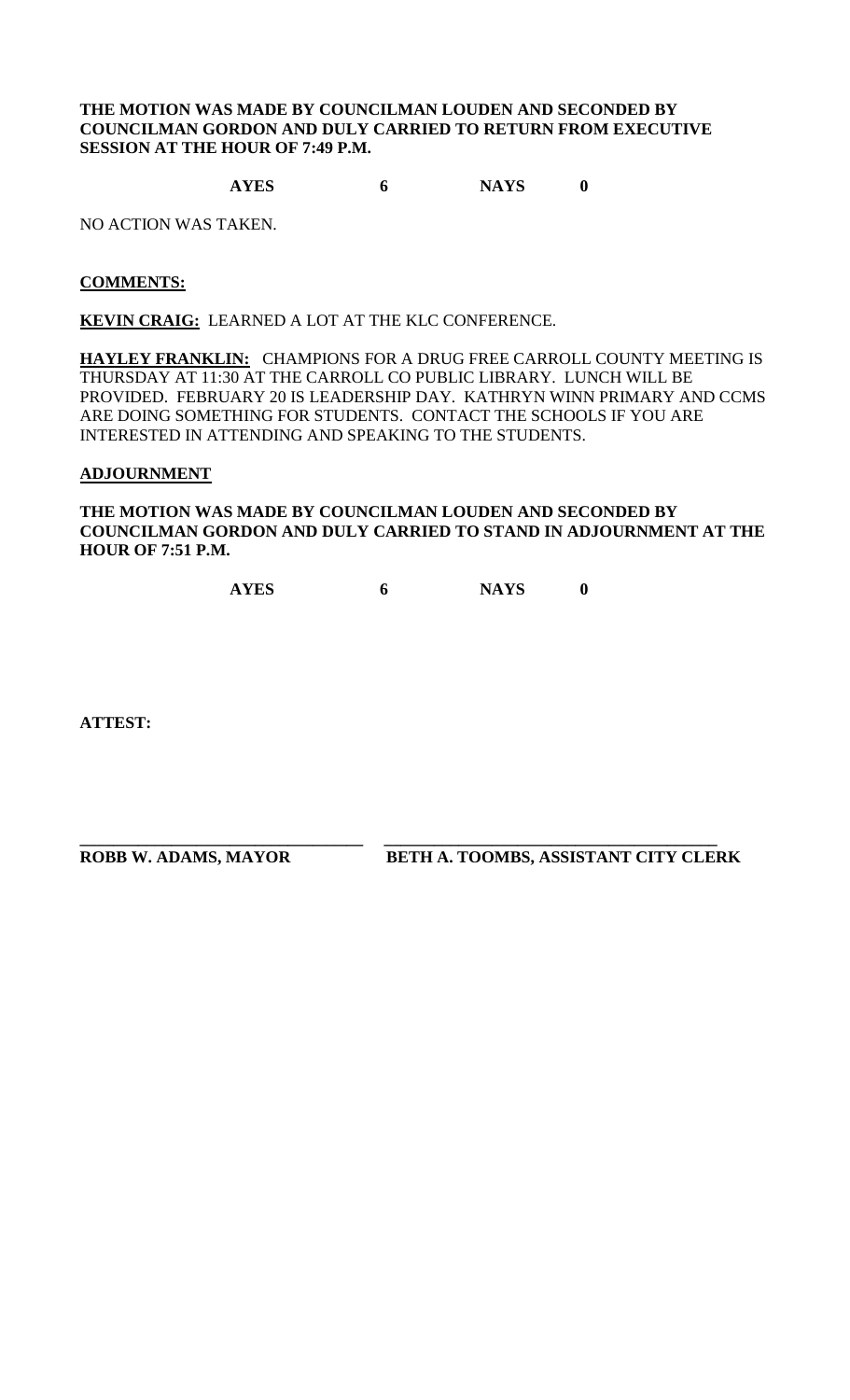**THE MOTION WAS MADE BY COUNCILMAN LOUDEN AND SECONDED BY COUNCILMAN GORDON AND DULY CARRIED TO RETURN FROM EXECUTIVE SESSION AT THE HOUR OF 7:49 P.M.**

**AYES 6 NAYS 0**

NO ACTION WAS TAKEN.

**COMMENTS:**

**KEVIN CRAIG:** LEARNED A LOT AT THE KLC CONFERENCE.

**HAYLEY FRANKLIN:** CHAMPIONS FOR A DRUG FREE CARROLL COUNTY MEETING IS THURSDAY AT 11:30 AT THE CARROLL CO PUBLIC LIBRARY. LUNCH WILL BE PROVIDED. FEBRUARY 20 IS LEADERSHIP DAY. KATHRYN WINN PRIMARY AND CCMS ARE DOING SOMETHING FOR STUDENTS. CONTACT THE SCHOOLS IF YOU ARE INTERESTED IN ATTENDING AND SPEAKING TO THE STUDENTS.

**ADJOURNMENT**

**THE MOTION WAS MADE BY COUNCILMAN LOUDEN AND SECONDED BY COUNCILMAN GORDON AND DULY CARRIED TO STAND IN ADJOURNMENT AT THE HOUR OF 7:51 P.M.**

**AYES 6 NAYS 0**

**ATTEST:**

\_\_\_\_\_\_\_\_\_\_\_\_\_\_\_\_\_\_\_\_\_\_\_\_\_\_\_\_\_\_\_\_ \_\_\_\_\_\_\_\_\_\_\_\_\_\_\_\_\_\_\_\_\_\_\_\_\_\_\_\_\_\_\_\_\_\_\_\_\_\_
**ROBB W. ADAMS, MAYOR** **BETH A. TOOMBS, ASSISTANT CITY CLERK**